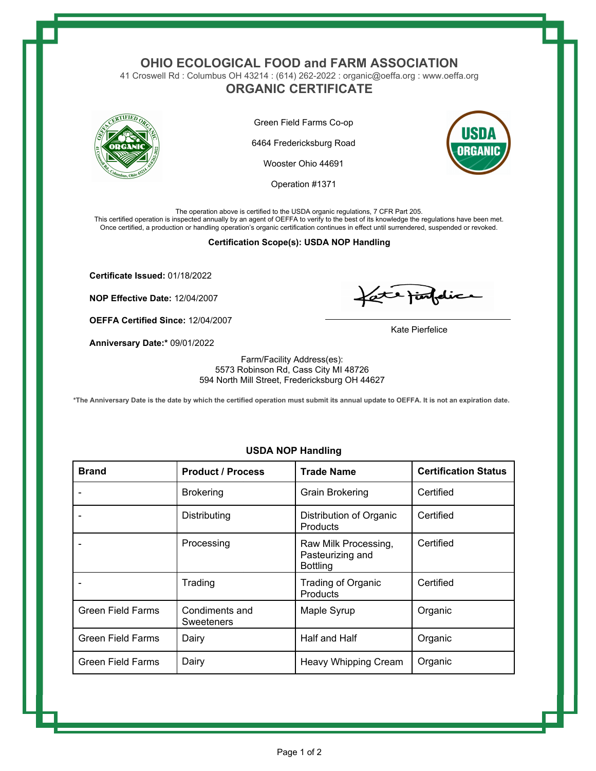# OHIO ECOLOGICAL FOOD and FARM ASSOCIATION

41 Croswell Rd : Columbus OH 43214 : (614) 262-2022 : organic@oeffa.org : www.oeffa.org

## ORGANIC CERTIFICATE

Green Field Farms Co-op

6464 Fredericksburg Road

Wooster Ohio 44691

Operation #1371

The operation above is certified to the USDA organic regulations, 7 CFR Part 205.
This certified operation is inspected annually by an agent of OEFFA to verify to the best of its knowledge the regulations have been met.
Once certified, a production or handling operation's organic certification continues in effect until surrendered, suspended or revoked.

**Certification Scope(s): USDA NOP Handling**

**Certificate Issued:** 01/18/2022

**NOP Effective Date:** 12/04/2007

**OEFFA Certified Since:** 12/04/2007

**Anniversary Date:*** 09/01/2022

Kate Pierfelice

Farm/Facility Address(es):
5573 Robinson Rd, Cass City MI 48726
594 North Mill Street, Fredericksburg OH 44627

***The Anniversary Date is the date by which the certified operation must submit its annual update to OEFFA. It is not an expiration date.**

### USDA NOP Handling

| Brand | Product / Process | Trade Name | Certification Status |
|---|---|---|---|
| - | Brokering | Grain Brokering | Certified |
| - | Distributing | Distribution of Organic Products | Certified |
| - | Processing | Raw Milk Processing, Pasteurizing and Bottling | Certified |
| - | Trading | Trading of Organic Products | Certified |
| Green Field Farms | Condiments and Sweeteners | Maple Syrup | Organic |
| Green Field Farms | Dairy | Half and Half | Organic |
| Green Field Farms | Dairy | Heavy Whipping Cream | Organic |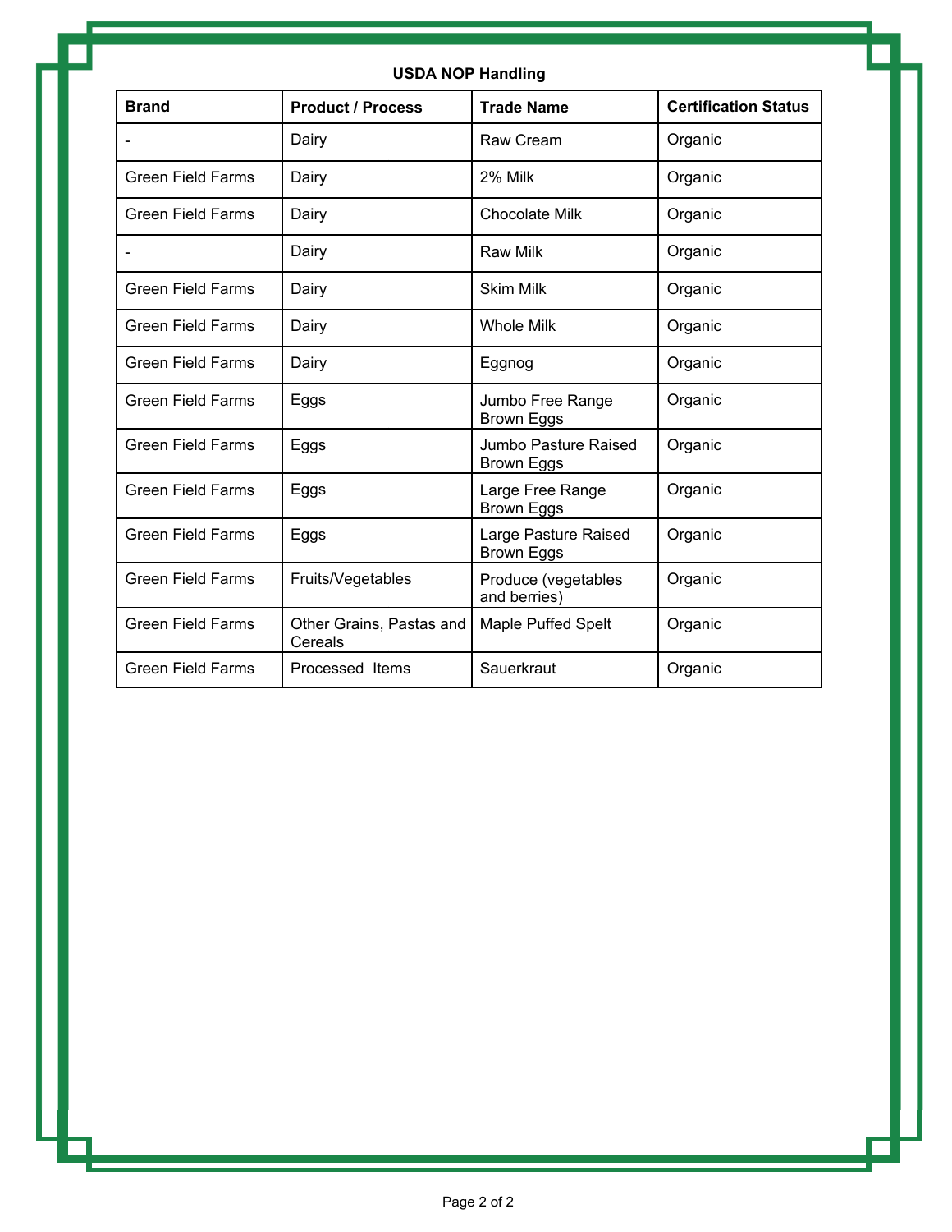**USDA NOP Handling**

| Brand | Product / Process | Trade Name | Certification Status |
|---|---|---|---|
| - | Dairy | Raw Cream | Organic |
| Green Field Farms | Dairy | 2% Milk | Organic |
| Green Field Farms | Dairy | Chocolate Milk | Organic |
| - | Dairy | Raw Milk | Organic |
| Green Field Farms | Dairy | Skim Milk | Organic |
| Green Field Farms | Dairy | Whole Milk | Organic |
| Green Field Farms | Dairy | Eggnog | Organic |
| Green Field Farms | Eggs | Jumbo Free Range Brown Eggs | Organic |
| Green Field Farms | Eggs | Jumbo Pasture Raised Brown Eggs | Organic |
| Green Field Farms | Eggs | Large Free Range Brown Eggs | Organic |
| Green Field Farms | Eggs | Large Pasture Raised Brown Eggs | Organic |
| Green Field Farms | Fruits/Vegetables | Produce (vegetables and berries) | Organic |
| Green Field Farms | Other Grains, Pastas and Cereals | Maple Puffed Spelt | Organic |
| Green Field Farms | Processed Items | Sauerkraut | Organic |